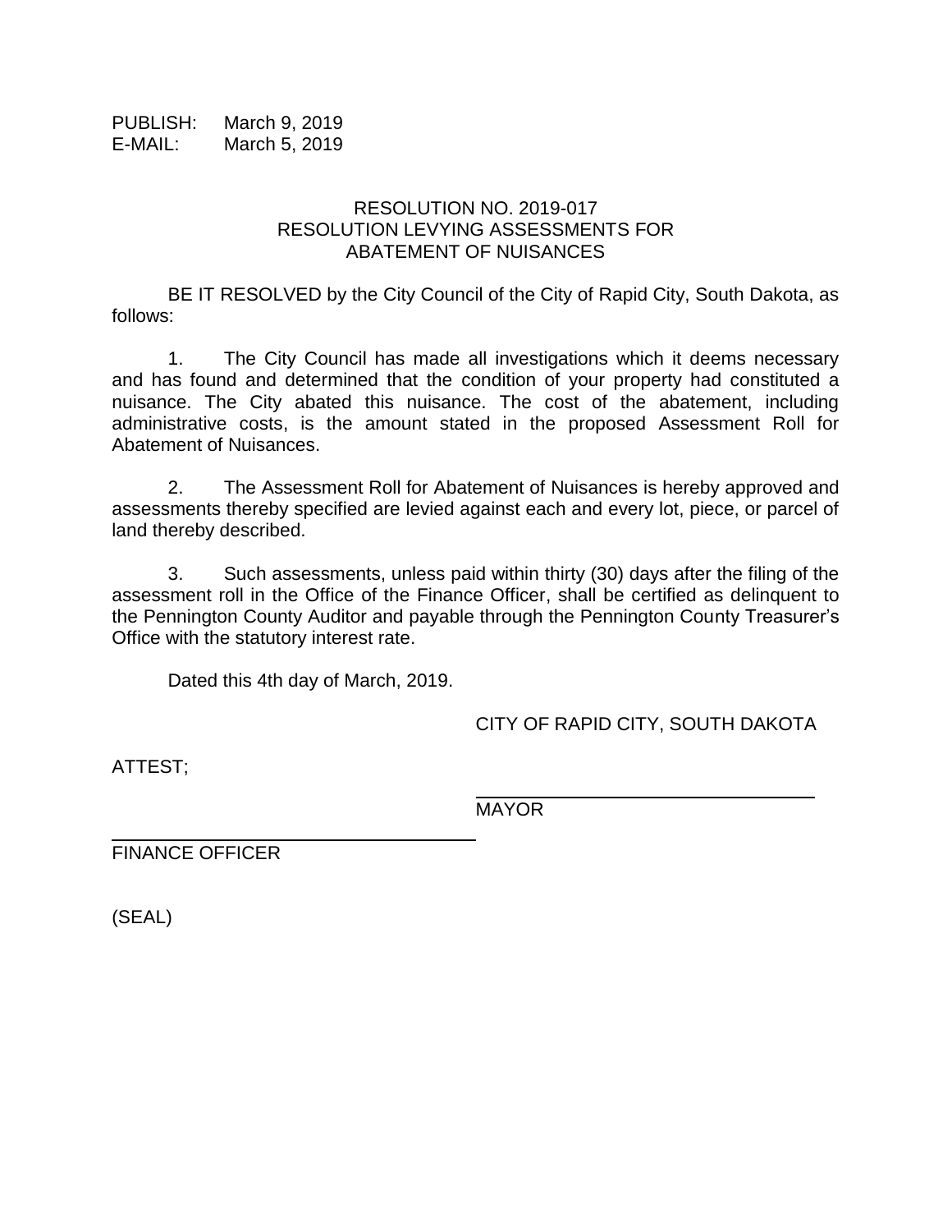PUBLISH: March 9, 2019
E-MAIL: March 5, 2019

# RESOLUTION NO. 2019-017
## RESOLUTION LEVYING ASSESSMENTS FOR ABATEMENT OF NUISANCES

BE IT RESOLVED by the City Council of the City of Rapid City, South Dakota, as follows:

1. The City Council has made all investigations which it deems necessary and has found and determined that the condition of your property had constituted a nuisance. The City abated this nuisance. The cost of the abatement, including administrative costs, is the amount stated in the proposed Assessment Roll for Abatement of Nuisances.

2. The Assessment Roll for Abatement of Nuisances is hereby approved and assessments thereby specified are levied against each and every lot, piece, or parcel of land thereby described.

3. Such assessments, unless paid within thirty (30) days after the filing of the assessment roll in the Office of the Finance Officer, shall be certified as delinquent to the Pennington County Auditor and payable through the Pennington County Treasurer's Office with the statutory interest rate.

Dated this 4th day of March, 2019.

CITY OF RAPID CITY, SOUTH DAKOTA

ATTEST;

\_\_\_\_\_\_\_\_\_\_\_\_\_\_\_\_\_\_\_\_\_\_\_\_\_\_\_\_\_\_
MAYOR

\_\_\_\_\_\_\_\_\_\_\_\_\_\_\_\_\_\_\_\_\_\_\_\_\_\_\_\_\_\_
FINANCE OFFICER

(SEAL)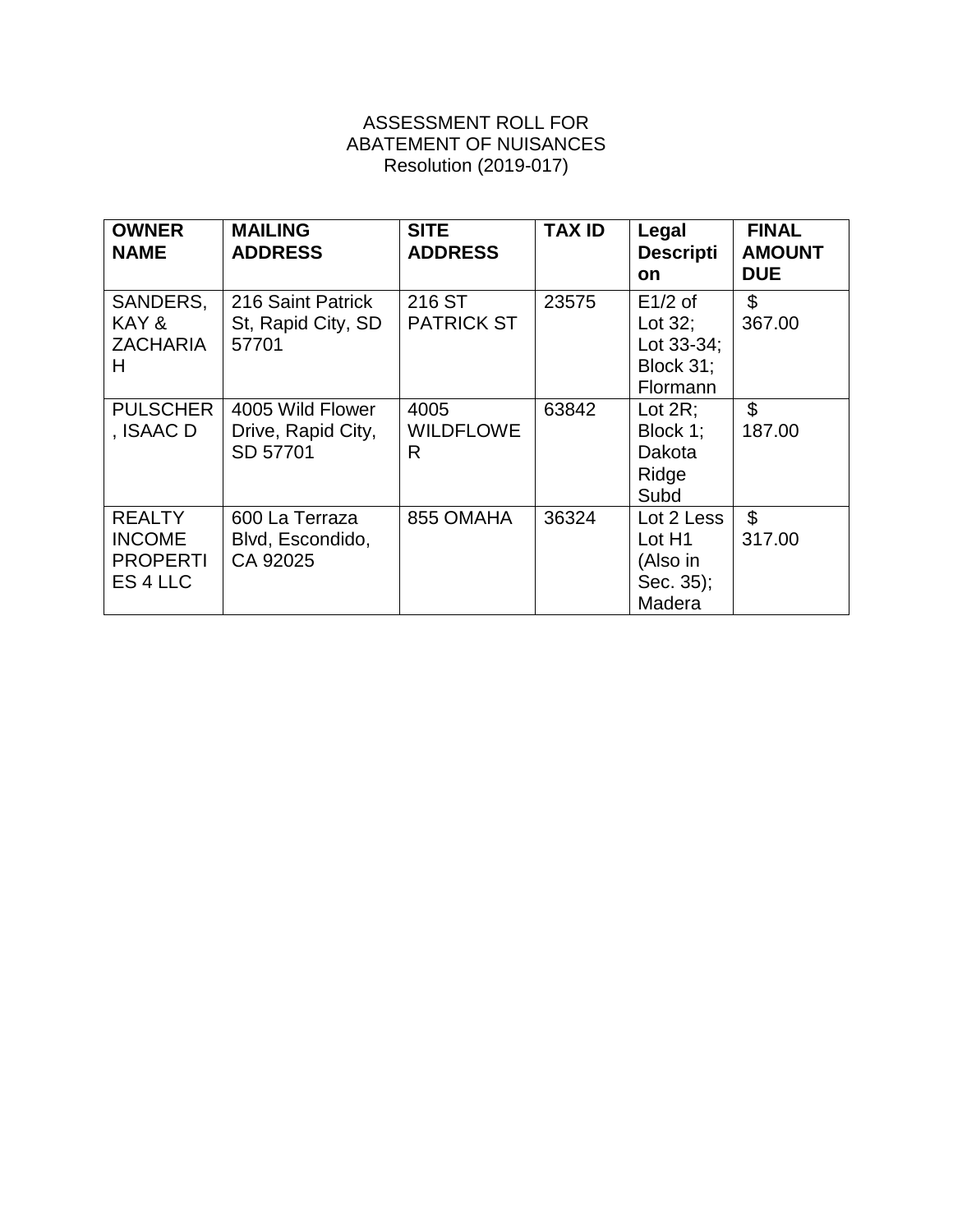ASSESSMENT ROLL FOR
ABATEMENT OF NUISANCES
Resolution (2019-017)

| OWNER NAME | MAILING ADDRESS | SITE ADDRESS | TAX ID | Legal Description | FINAL AMOUNT DUE |
|---|---|---|---|---|---|
| SANDERS, KAY & ZACHARIAH | 216 Saint Patrick St, Rapid City, SD 57701 | 216 ST PATRICK ST | 23575 | E1/2 of Lot 32; Lot 33-34; Block 31; Flormann | $ 367.00 |
| PULSCHER, ISAAC D | 4005 Wild Flower Drive, Rapid City, SD 57701 | 4005 WILDFLOWER | 63842 | Lot 2R; Block 1; Dakota Ridge Subd | $ 187.00 |
| REALTY INCOME PROPERTIES 4 LLC | 600 La Terraza Blvd, Escondido, CA 92025 | 855 OMAHA | 36324 | Lot 2 Less Lot H1 (Also in Sec. 35); Madera | $ 317.00 |